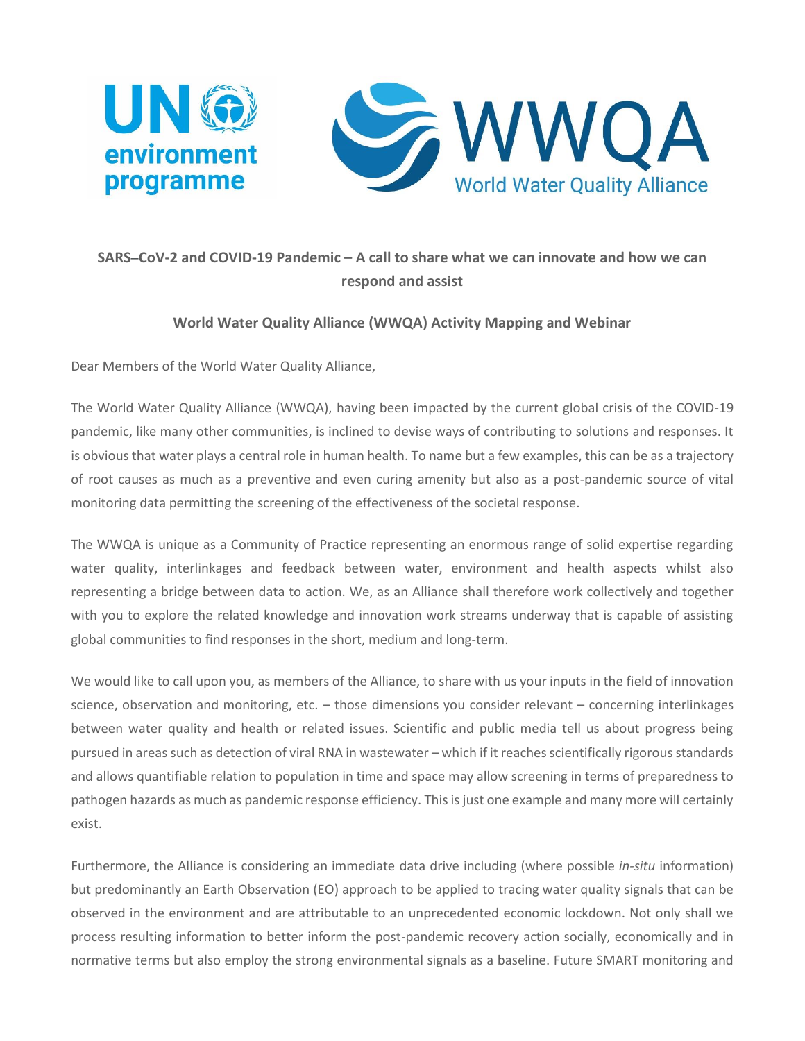**SARS–CoV-2 and COVID-19 Pandemic – A call to share what we can innovate and how we can respond and assist**

**World Water Quality Alliance (WWQA) Activity Mapping and Webinar**

Dear Members of the World Water Quality Alliance,

The World Water Quality Alliance (WWQA), having been impacted by the current global crisis of the COVID-19 pandemic, like many other communities, is inclined to devise ways of contributing to solutions and responses. It is obvious that water plays a central role in human health. To name but a few examples, this can be as a trajectory of root causes as much as a preventive and even curing amenity but also as a post-pandemic source of vital monitoring data permitting the screening of the effectiveness of the societal response.

The WWQA is unique as a Community of Practice representing an enormous range of solid expertise regarding water quality, interlinkages and feedback between water, environment and health aspects whilst also representing a bridge between data to action. We, as an Alliance shall therefore work collectively and together with you to explore the related knowledge and innovation work streams underway that is capable of assisting global communities to find responses in the short, medium and long-term.

We would like to call upon you, as members of the Alliance, to share with us your inputs in the field of innovation science, observation and monitoring, etc. – those dimensions you consider relevant – concerning interlinkages between water quality and health or related issues. Scientific and public media tell us about progress being pursued in areas such as detection of viral RNA in wastewater – which if it reaches scientifically rigorous standards and allows quantifiable relation to population in time and space may allow screening in terms of preparedness to pathogen hazards as much as pandemic response efficiency. This is just one example and many more will certainly exist.

Furthermore, the Alliance is considering an immediate data drive including (where possible *in-situ* information) but predominantly an Earth Observation (EO) approach to be applied to tracing water quality signals that can be observed in the environment and are attributable to an unprecedented economic lockdown. Not only shall we process resulting information to better inform the post-pandemic recovery action socially, economically and in normative terms but also employ the strong environmental signals as a baseline. Future SMART monitoring and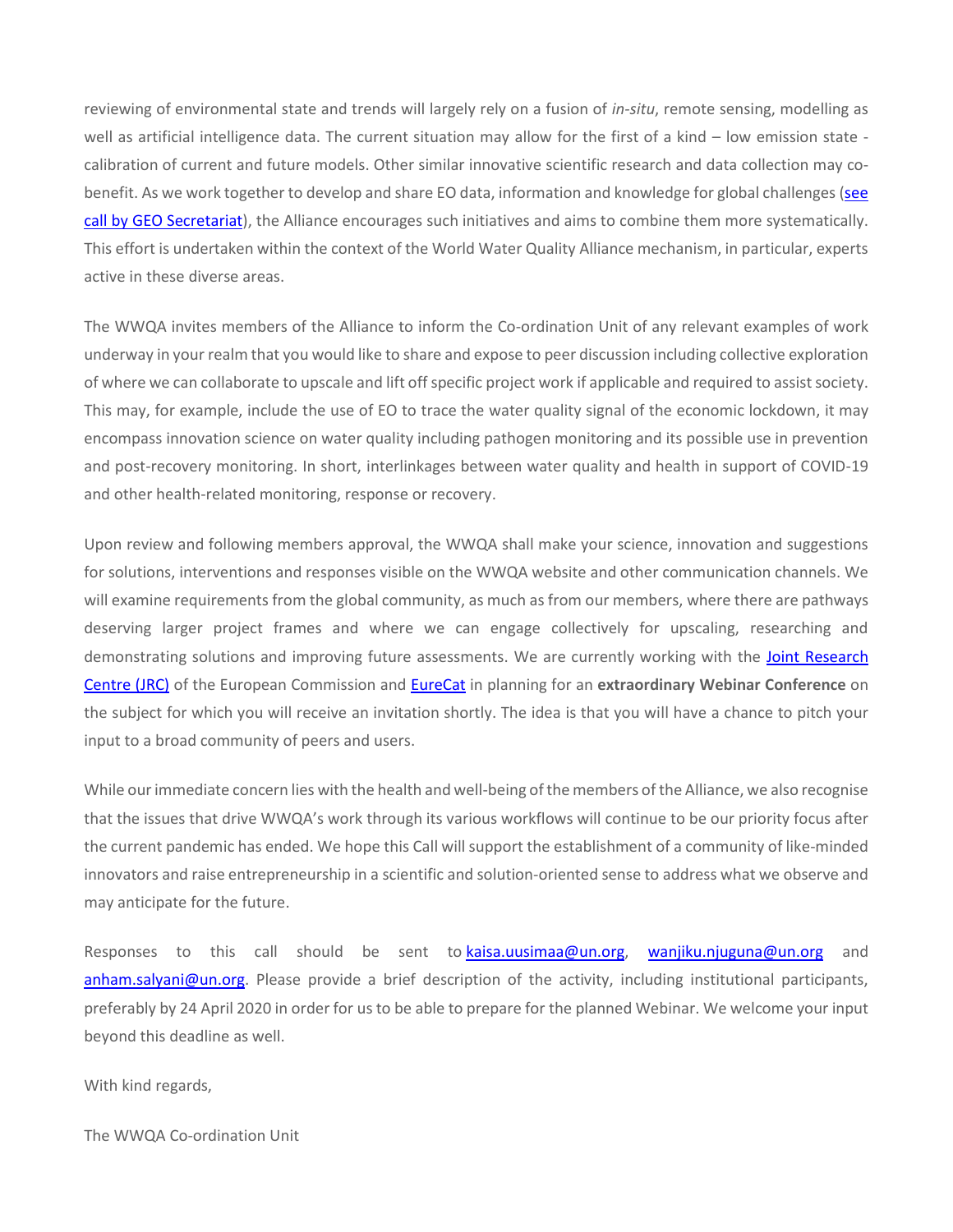reviewing of environmental state and trends will largely rely on a fusion of *in-situ*, remote sensing, modelling as well as artificial intelligence data. The current situation may allow for the first of a kind – low emission state - calibration of current and future models. Other similar innovative scientific research and data collection may co-benefit. As we work together to develop and share EO data, information and knowledge for global challenges (see call by GEO Secretariat), the Alliance encourages such initiatives and aims to combine them more systematically. This effort is undertaken within the context of the World Water Quality Alliance mechanism, in particular, experts active in these diverse areas.

The WWQA invites members of the Alliance to inform the Co-ordination Unit of any relevant examples of work underway in your realm that you would like to share and expose to peer discussion including collective exploration of where we can collaborate to upscale and lift off specific project work if applicable and required to assist society. This may, for example, include the use of EO to trace the water quality signal of the economic lockdown, it may encompass innovation science on water quality including pathogen monitoring and its possible use in prevention and post-recovery monitoring. In short, interlinkages between water quality and health in support of COVID-19 and other health-related monitoring, response or recovery.

Upon review and following members approval, the WWQA shall make your science, innovation and suggestions for solutions, interventions and responses visible on the WWQA website and other communication channels. We will examine requirements from the global community, as much as from our members, where there are pathways deserving larger project frames and where we can engage collectively for upscaling, researching and demonstrating solutions and improving future assessments. We are currently working with the Joint Research Centre (JRC) of the European Commission and EureCat in planning for an **extraordinary Webinar Conference** on the subject for which you will receive an invitation shortly. The idea is that you will have a chance to pitch your input to a broad community of peers and users.

While our immediate concern lies with the health and well-being of the members of the Alliance, we also recognise that the issues that drive WWQA's work through its various workflows will continue to be our priority focus after the current pandemic has ended. We hope this Call will support the establishment of a community of like-minded innovators and raise entrepreneurship in a scientific and solution-oriented sense to address what we observe and may anticipate for the future.

Responses to this call should be sent to kaisa.uusimaa@un.org, wanjiku.njuguna@un.org and anham.salyani@un.org. Please provide a brief description of the activity, including institutional participants, preferably by 24 April 2020 in order for us to be able to prepare for the planned Webinar. We welcome your input beyond this deadline as well.

With kind regards,

The WWQA Co-ordination Unit